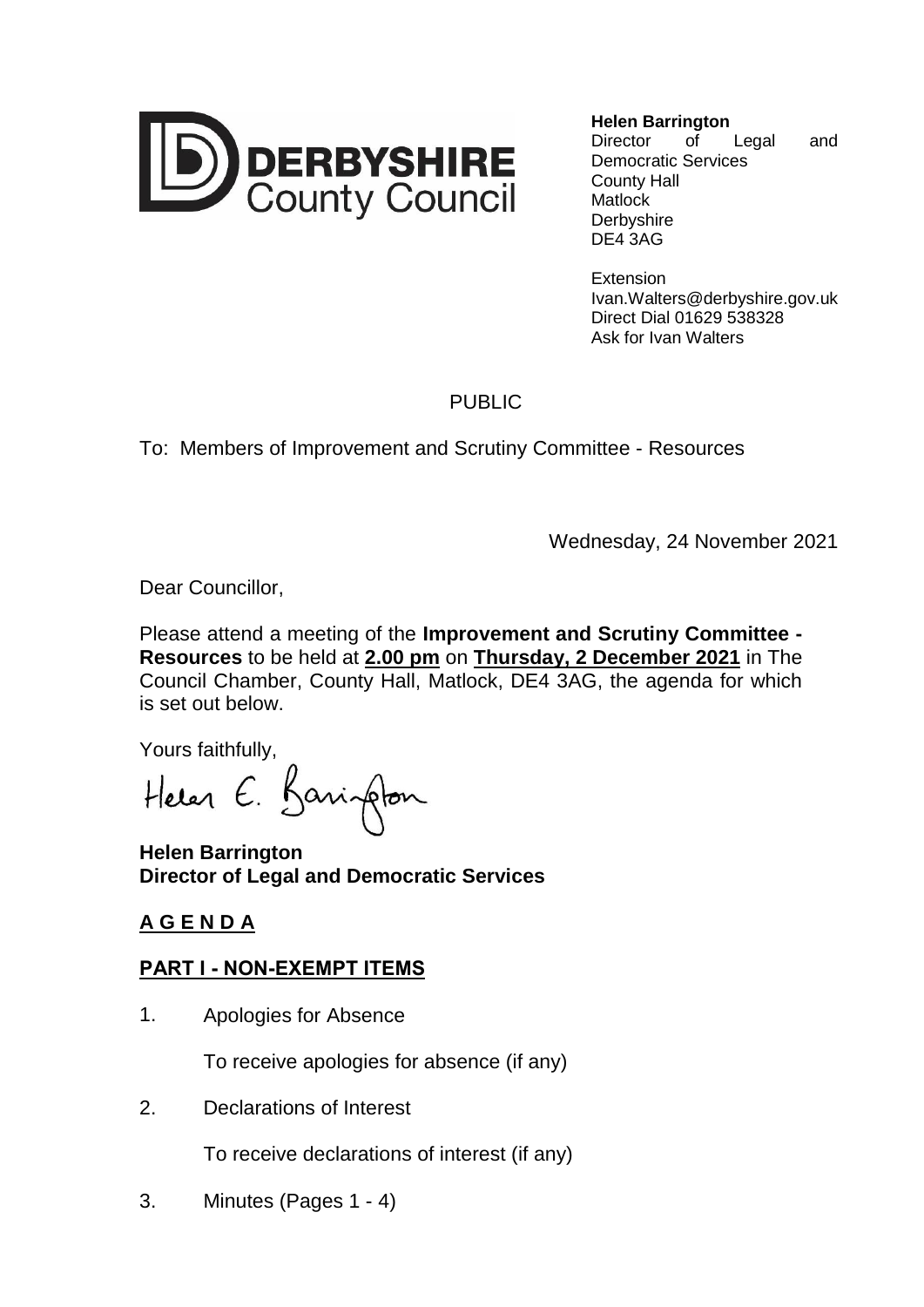**DERBYSHIRE**
County Council

**Helen Barrington**
Director of Legal and Democratic Services
County Hall
Matlock
Derbyshire
DE4 3AG

Extension
Ivan.Walters@derbyshire.gov.uk
Direct Dial 01629 538328
Ask for Ivan Walters

PUBLIC

To: Members of Improvement and Scrutiny Committee - Resources

Wednesday, 24 November 2021

Dear Councillor,

Please attend a meeting of the **Improvement and Scrutiny Committee - Resources** to be held at **2.00 pm** on **Thursday, 2 December 2021** in The Council Chamber, County Hall, Matlock, DE4 3AG, the agenda for which is set out below.

Yours faithfully,

Helen E. Barrington

**Helen Barrington**
**Director of Legal and Democratic Services**

## A G E N D A

## PART I - NON-EXEMPT ITEMS

1. Apologies for Absence

   To receive apologies for absence (if any)

2. Declarations of Interest

   To receive declarations of interest (if any)

3. Minutes (Pages 1 - 4)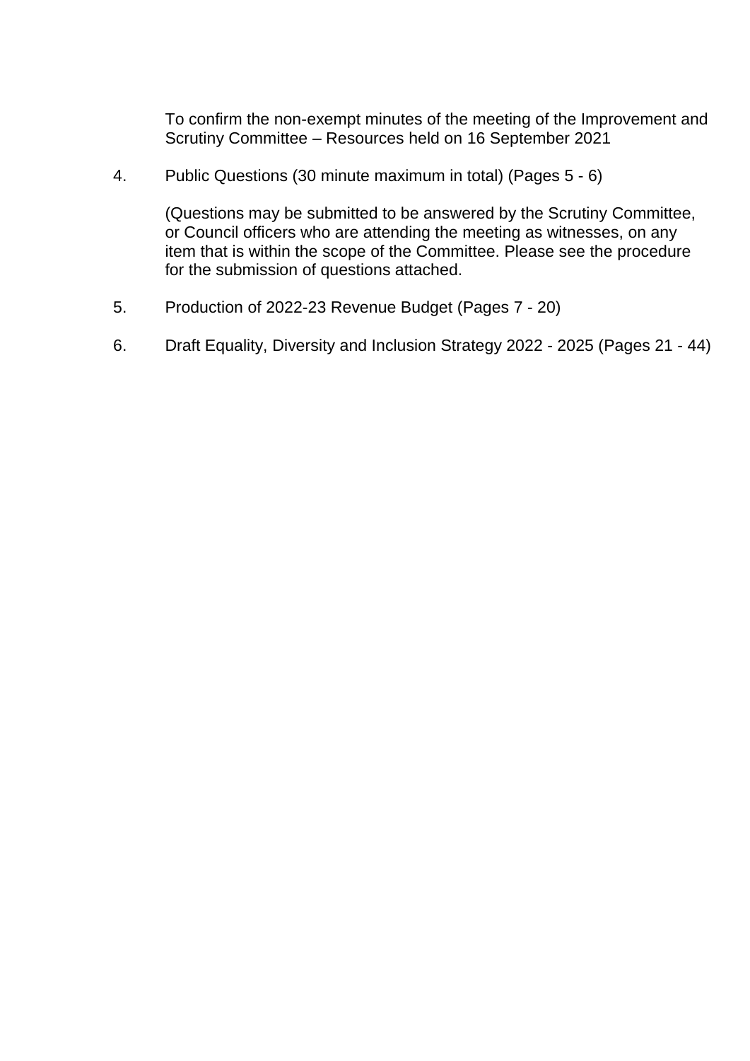To confirm the non-exempt minutes of the meeting of the Improvement and Scrutiny Committee – Resources held on 16 September 2021

4. Public Questions (30 minute maximum in total) (Pages 5 - 6)

   (Questions may be submitted to be answered by the Scrutiny Committee, or Council officers who are attending the meeting as witnesses, on any item that is within the scope of the Committee. Please see the procedure for the submission of questions attached.

5. Production of 2022-23 Revenue Budget (Pages 7 - 20)

6. Draft Equality, Diversity and Inclusion Strategy 2022 - 2025 (Pages 21 - 44)